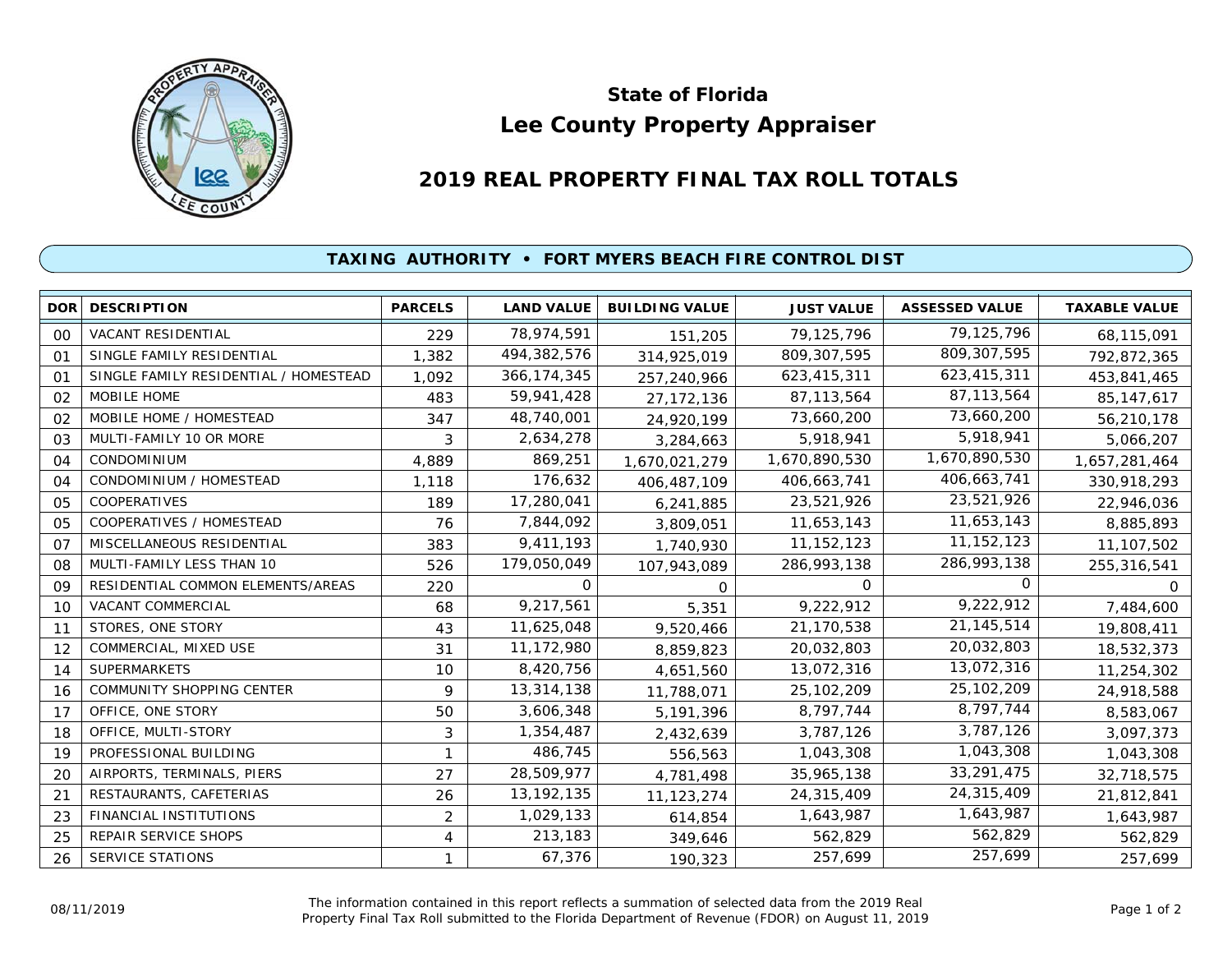# State of Florida
# Lee County Property Appraiser

## 2019 REAL PROPERTY FINAL TAX ROLL TOTALS

### TAXING AUTHORITY • FORT MYERS BEACH FIRE CONTROL DIST

| DOR | DESCRIPTION | PARCELS | LAND VALUE | BUILDING VALUE | JUST VALUE | ASSESSED VALUE | TAXABLE VALUE |
|---|---|---|---|---|---|---|---|
| 00 | VACANT RESIDENTIAL | 229 | 78,974,591 | 151,205 | 79,125,796 | 79,125,796 | 68,115,091 |
| 01 | SINGLE FAMILY RESIDENTIAL | 1,382 | 494,382,576 | 314,925,019 | 809,307,595 | 809,307,595 | 792,872,365 |
| 01 | SINGLE FAMILY RESIDENTIAL / HOMESTEAD | 1,092 | 366,174,345 | 257,240,966 | 623,415,311 | 623,415,311 | 453,841,465 |
| 02 | MOBILE HOME | 483 | 59,941,428 | 27,172,136 | 87,113,564 | 87,113,564 | 85,147,617 |
| 02 | MOBILE HOME / HOMESTEAD | 347 | 48,740,001 | 24,920,199 | 73,660,200 | 73,660,200 | 56,210,178 |
| 03 | MULTI-FAMILY 10 OR MORE | 3 | 2,634,278 | 3,284,663 | 5,918,941 | 5,918,941 | 5,066,207 |
| 04 | CONDOMINIUM | 4,889 | 869,251 | 1,670,021,279 | 1,670,890,530 | 1,670,890,530 | 1,657,281,464 |
| 04 | CONDOMINIUM / HOMESTEAD | 1,118 | 176,632 | 406,487,109 | 406,663,741 | 406,663,741 | 330,918,293 |
| 05 | COOPERATIVES | 189 | 17,280,041 | 6,241,885 | 23,521,926 | 23,521,926 | 22,946,036 |
| 05 | COOPERATIVES / HOMESTEAD | 76 | 7,844,092 | 3,809,051 | 11,653,143 | 11,653,143 | 8,885,893 |
| 07 | MISCELLANEOUS RESIDENTIAL | 383 | 9,411,193 | 1,740,930 | 11,152,123 | 11,152,123 | 11,107,502 |
| 08 | MULTI-FAMILY LESS THAN 10 | 526 | 179,050,049 | 107,943,089 | 286,993,138 | 286,993,138 | 255,316,541 |
| 09 | RESIDENTIAL COMMON ELEMENTS/AREAS | 220 | 0 | 0 | 0 | 0 | 0 |
| 10 | VACANT COMMERCIAL | 68 | 9,217,561 | 5,351 | 9,222,912 | 9,222,912 | 7,484,600 |
| 11 | STORES, ONE STORY | 43 | 11,625,048 | 9,520,466 | 21,170,538 | 21,145,514 | 19,808,411 |
| 12 | COMMERCIAL, MIXED USE | 31 | 11,172,980 | 8,859,823 | 20,032,803 | 20,032,803 | 18,532,373 |
| 14 | SUPERMARKETS | 10 | 8,420,756 | 4,651,560 | 13,072,316 | 13,072,316 | 11,254,302 |
| 16 | COMMUNITY SHOPPING CENTER | 9 | 13,314,138 | 11,788,071 | 25,102,209 | 25,102,209 | 24,918,588 |
| 17 | OFFICE, ONE STORY | 50 | 3,606,348 | 5,191,396 | 8,797,744 | 8,797,744 | 8,583,067 |
| 18 | OFFICE, MULTI-STORY | 3 | 1,354,487 | 2,432,639 | 3,787,126 | 3,787,126 | 3,097,373 |
| 19 | PROFESSIONAL BUILDING | 1 | 486,745 | 556,563 | 1,043,308 | 1,043,308 | 1,043,308 |
| 20 | AIRPORTS, TERMINALS, PIERS | 27 | 28,509,977 | 4,781,498 | 35,965,138 | 33,291,475 | 32,718,575 |
| 21 | RESTAURANTS, CAFETERIAS | 26 | 13,192,135 | 11,123,274 | 24,315,409 | 24,315,409 | 21,812,841 |
| 23 | FINANCIAL INSTITUTIONS | 2 | 1,029,133 | 614,854 | 1,643,987 | 1,643,987 | 1,643,987 |
| 25 | REPAIR SERVICE SHOPS | 4 | 213,183 | 349,646 | 562,829 | 562,829 | 562,829 |
| 26 | SERVICE STATIONS | 1 | 67,376 | 190,323 | 257,699 | 257,699 | 257,699 |

08/11/2019

The information contained in this report reflects a summation of selected data from the 2019 Real Property Final Tax Roll submitted to the Florida Department of Revenue (FDOR) on August 11, 2019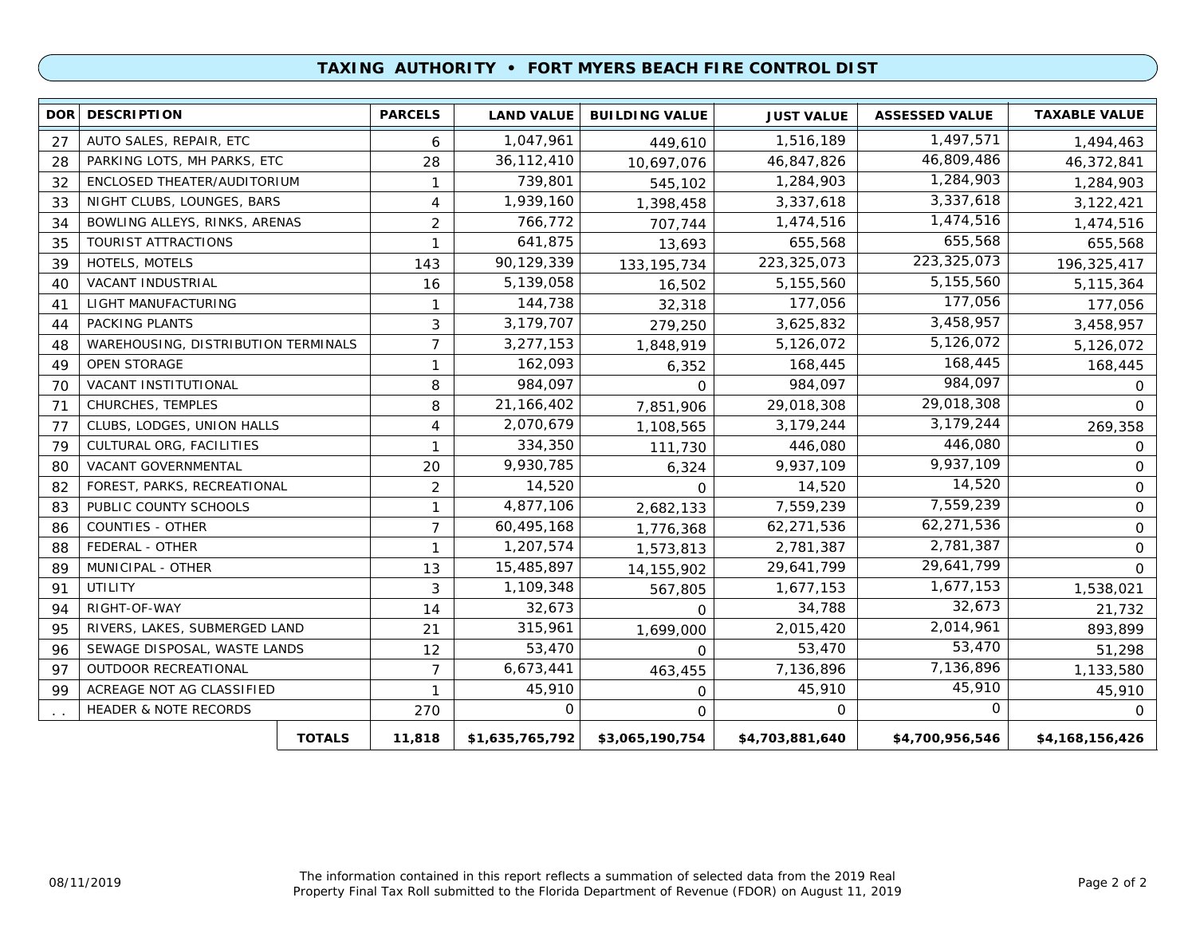## TAXING AUTHORITY • FORT MYERS BEACH FIRE CONTROL DIST

| DOR | DESCRIPTION | PARCELS | LAND VALUE | BUILDING VALUE | JUST VALUE | ASSESSED VALUE | TAXABLE VALUE |
|---|---|---|---|---|---|---|---|
| 27 | AUTO SALES, REPAIR, ETC | 6 | 1,047,961 | 449,610 | 1,516,189 | 1,497,571 | 1,494,463 |
| 28 | PARKING LOTS, MH PARKS, ETC | 28 | 36,112,410 | 10,697,076 | 46,847,826 | 46,809,486 | 46,372,841 |
| 32 | ENCLOSED THEATER/AUDITORIUM | 1 | 739,801 | 545,102 | 1,284,903 | 1,284,903 | 1,284,903 |
| 33 | NIGHT CLUBS, LOUNGES, BARS | 4 | 1,939,160 | 1,398,458 | 3,337,618 | 3,337,618 | 3,122,421 |
| 34 | BOWLING ALLEYS, RINKS, ARENAS | 2 | 766,772 | 707,744 | 1,474,516 | 1,474,516 | 1,474,516 |
| 35 | TOURIST ATTRACTIONS | 1 | 641,875 | 13,693 | 655,568 | 655,568 | 655,568 |
| 39 | HOTELS, MOTELS | 143 | 90,129,339 | 133,195,734 | 223,325,073 | 223,325,073 | 196,325,417 |
| 40 | VACANT INDUSTRIAL | 16 | 5,139,058 | 16,502 | 5,155,560 | 5,155,560 | 5,115,364 |
| 41 | LIGHT MANUFACTURING | 1 | 144,738 | 32,318 | 177,056 | 177,056 | 177,056 |
| 44 | PACKING PLANTS | 3 | 3,179,707 | 279,250 | 3,625,832 | 3,458,957 | 3,458,957 |
| 48 | WAREHOUSING, DISTRIBUTION TERMINALS | 7 | 3,277,153 | 1,848,919 | 5,126,072 | 5,126,072 | 5,126,072 |
| 49 | OPEN STORAGE | 1 | 162,093 | 6,352 | 168,445 | 168,445 | 168,445 |
| 70 | VACANT INSTITUTIONAL | 8 | 984,097 | 0 | 984,097 | 984,097 | 0 |
| 71 | CHURCHES, TEMPLES | 8 | 21,166,402 | 7,851,906 | 29,018,308 | 29,018,308 | 0 |
| 77 | CLUBS, LODGES, UNION HALLS | 4 | 2,070,679 | 1,108,565 | 3,179,244 | 3,179,244 | 269,358 |
| 79 | CULTURAL ORG, FACILITIES | 1 | 334,350 | 111,730 | 446,080 | 446,080 | 0 |
| 80 | VACANT GOVERNMENTAL | 20 | 9,930,785 | 6,324 | 9,937,109 | 9,937,109 | 0 |
| 82 | FOREST, PARKS, RECREATIONAL | 2 | 14,520 | 0 | 14,520 | 14,520 | 0 |
| 83 | PUBLIC COUNTY SCHOOLS | 1 | 4,877,106 | 2,682,133 | 7,559,239 | 7,559,239 | 0 |
| 86 | COUNTIES - OTHER | 7 | 60,495,168 | 1,776,368 | 62,271,536 | 62,271,536 | 0 |
| 88 | FEDERAL - OTHER | 1 | 1,207,574 | 1,573,813 | 2,781,387 | 2,781,387 | 0 |
| 89 | MUNICIPAL - OTHER | 13 | 15,485,897 | 14,155,902 | 29,641,799 | 29,641,799 | 0 |
| 91 | UTILITY | 3 | 1,109,348 | 567,805 | 1,677,153 | 1,677,153 | 1,538,021 |
| 94 | RIGHT-OF-WAY | 14 | 32,673 | 0 | 34,788 | 32,673 | 21,732 |
| 95 | RIVERS, LAKES, SUBMERGED LAND | 21 | 315,961 | 1,699,000 | 2,015,420 | 2,014,961 | 893,899 |
| 96 | SEWAGE DISPOSAL, WASTE LANDS | 12 | 53,470 | 0 | 53,470 | 53,470 | 51,298 |
| 97 | OUTDOOR RECREATIONAL | 7 | 6,673,441 | 463,455 | 7,136,896 | 7,136,896 | 1,133,580 |
| 99 | ACREAGE NOT AG CLASSIFIED | 1 | 45,910 | 0 | 45,910 | 45,910 | 45,910 |
| . . | HEADER & NOTE RECORDS | 270 | 0 | 0 | 0 | 0 | 0 |
| | **TOTALS** | **11,818** | **$1,635,765,792** | **$3,065,190,754** | **$4,703,881,640** | **$4,700,956,546** | **$4,168,156,426** |

08/11/2019

The information contained in this report reflects a summation of selected data from the 2019 Real Property Final Tax Roll submitted to the Florida Department of Revenue (FDOR) on August 11, 2019